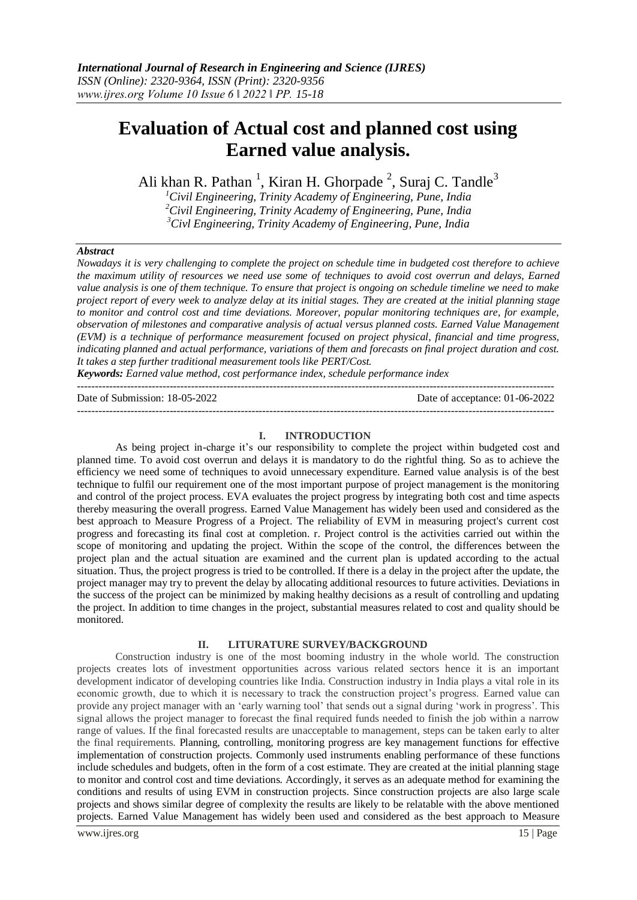*International Journal of Research in Engineering and Science (IJRES)*
*ISSN (Online): 2320-9364, ISSN (Print): 2320-9356*
*www.ijres.org Volume 10 Issue 6 ǁ 2022 ǁ PP. 15-18*

# Evaluation of Actual cost and planned cost using Earned value analysis.

Ali khan R. Pathan [1], Kiran H. Ghorpade [2], Suraj C. Tandle[3]

[1]*Civil Engineering, Trinity Academy of Engineering, Pune, India*
[2]*Civil Engineering, Trinity Academy of Engineering, Pune, India*
[3]*Civl Engineering, Trinity Academy of Engineering, Pune, India*

***Abstract***

*Nowadays it is very challenging to complete the project on schedule time in budgeted cost therefore to achieve the maximum utility of resources we need use some of techniques to avoid cost overrun and delays, Earned value analysis is one of them technique. To ensure that project is ongoing on schedule timeline we need to make project report of every week to analyze delay at its initial stages. They are created at the initial planning stage to monitor and control cost and time deviations. Moreover, popular monitoring techniques are, for example, observation of milestones and comparative analysis of actual versus planned costs. Earned Value Management (EVM) is a technique of performance measurement focused on project physical, financial and time progress, indicating planned and actual performance, variations of them and forecasts on final project duration and cost. It takes a step further traditional measurement tools like PERT/Cost.*

***Keywords:*** *Earned value method, cost performance index, schedule performance index*

---

Date of Submission: 18-05-2022 Date of acceptance: 01-06-2022

---

## I. INTRODUCTION

As being project in-charge it's our responsibility to complete the project within budgeted cost and planned time. To avoid cost overrun and delays it is mandatory to do the rightful thing. So as to achieve the efficiency we need some of techniques to avoid unnecessary expenditure. Earned value analysis is of the best technique to fulfil our requirement one of the most important purpose of project management is the monitoring and control of the project process. EVA evaluates the project progress by integrating both cost and time aspects thereby measuring the overall progress. Earned Value Management has widely been used and considered as the best approach to Measure Progress of a Project. The reliability of EVM in measuring project's current cost progress and forecasting its final cost at completion. r. Project control is the activities carried out within the scope of monitoring and updating the project. Within the scope of the control, the differences between the project plan and the actual situation are examined and the current plan is updated according to the actual situation. Thus, the project progress is tried to be controlled. If there is a delay in the project after the update, the project manager may try to prevent the delay by allocating additional resources to future activities. Deviations in the success of the project can be minimized by making healthy decisions as a result of controlling and updating the project. In addition to time changes in the project, substantial measures related to cost and quality should be monitored.

## II. LITURATURE SURVEY/BACKGROUND

Construction industry is one of the most booming industry in the whole world. The construction projects creates lots of investment opportunities across various related sectors hence it is an important development indicator of developing countries like India. Construction industry in India plays a vital role in its economic growth, due to which it is necessary to track the construction project's progress. Earned value can provide any project manager with an 'early warning tool' that sends out a signal during 'work in progress'. This signal allows the project manager to forecast the final required funds needed to finish the job within a narrow range of values. If the final forecasted results are unacceptable to management, steps can be taken early to alter the final requirements. Planning, controlling, monitoring progress are key management functions for effective implementation of construction projects. Commonly used instruments enabling performance of these functions include schedules and budgets, often in the form of a cost estimate. They are created at the initial planning stage to monitor and control cost and time deviations. Accordingly, it serves as an adequate method for examining the conditions and results of using EVM in construction projects. Since construction projects are also large scale projects and shows similar degree of complexity the results are likely to be relatable with the above mentioned projects. Earned Value Management has widely been used and considered as the best approach to Measure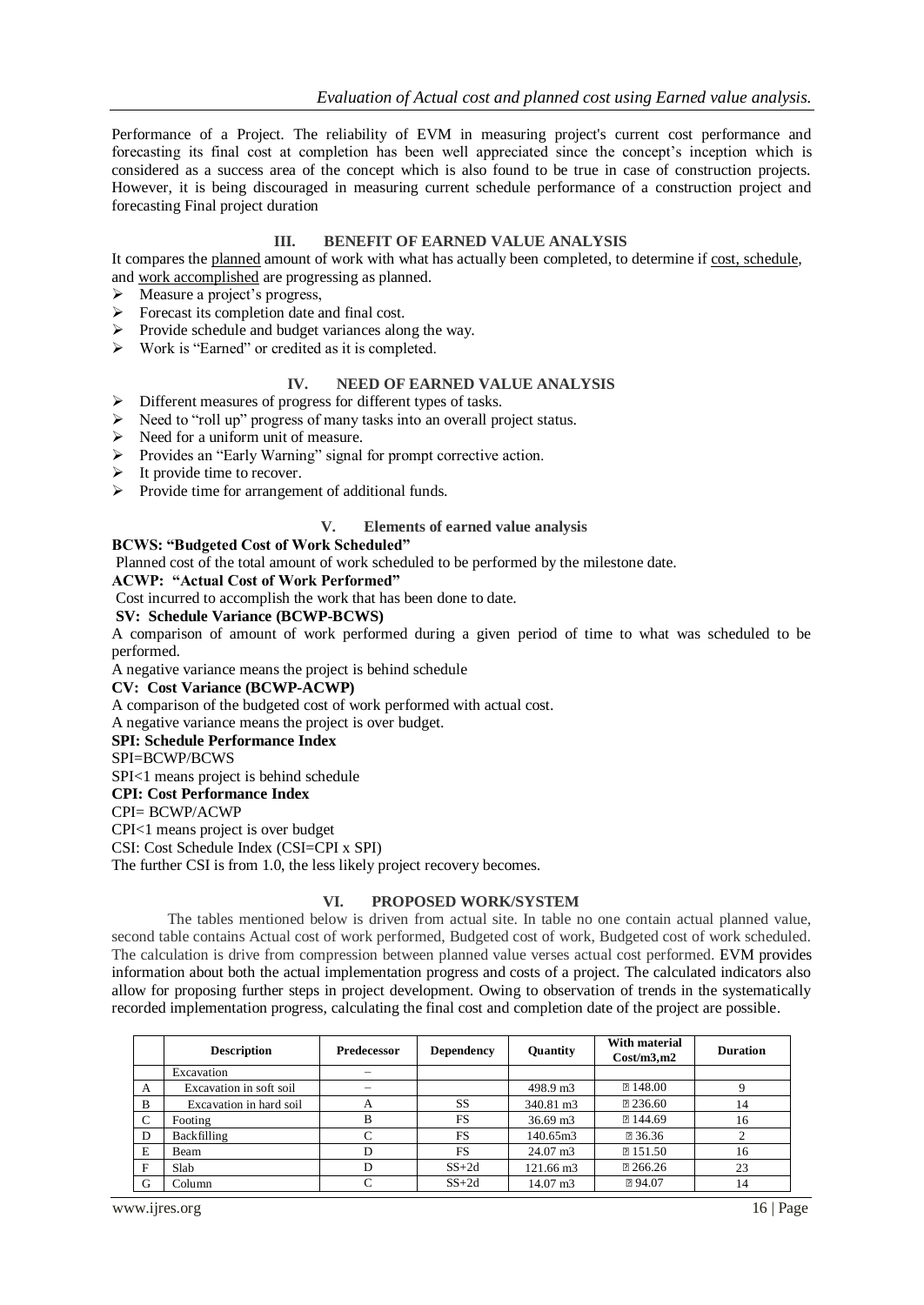Performance of a Project. The reliability of EVM in measuring project's current cost performance and forecasting its final cost at completion has been well appreciated since the concept's inception which is considered as a success area of the concept which is also found to be true in case of construction projects. However, it is being discouraged in measuring current schedule performance of a construction project and forecasting Final project duration

## III. BENEFIT OF EARNED VALUE ANALYSIS

It compares the planned amount of work with what has actually been completed, to determine if cost, schedule, and work accomplished are progressing as planned.

- Measure a project's progress,
- Forecast its completion date and final cost.
- Provide schedule and budget variances along the way.
- Work is "Earned" or credited as it is completed.

## IV. NEED OF EARNED VALUE ANALYSIS

- Different measures of progress for different types of tasks.
- Need to "roll up" progress of many tasks into an overall project status.
- Need for a uniform unit of measure.
- Provides an "Early Warning" signal for prompt corrective action.
- It provide time to recover.
- Provide time for arrangement of additional funds.

## V. Elements of earned value analysis

**BCWS: "Budgeted Cost of Work Scheduled"**

Planned cost of the total amount of work scheduled to be performed by the milestone date.

**ACWP: "Actual Cost of Work Performed"**

Cost incurred to accomplish the work that has been done to date.

**SV: Schedule Variance (BCWP-BCWS)**

A comparison of amount of work performed during a given period of time to what was scheduled to be performed.

A negative variance means the project is behind schedule

**CV: Cost Variance (BCWP-ACWP)**

A comparison of the budgeted cost of work performed with actual cost.

A negative variance means the project is over budget.

**SPI: Schedule Performance Index**

SPI=BCWP/BCWS

SPI<1 means project is behind schedule

**CPI: Cost Performance Index**

CPI= BCWP/ACWP

CPI<1 means project is over budget

CSI: Cost Schedule Index (CSI=CPI x SPI)

The further CSI is from 1.0, the less likely project recovery becomes.

## VI. PROPOSED WORK/SYSTEM

The tables mentioned below is driven from actual site. In table no one contain actual planned value, second table contains Actual cost of work performed, Budgeted cost of work, Budgeted cost of work scheduled. The calculation is drive from compression between planned value verses actual cost performed. EVM provides information about both the actual implementation progress and costs of a project. The calculated indicators also allow for proposing further steps in project development. Owing to observation of trends in the systematically recorded implementation progress, calculating the final cost and completion date of the project are possible.

| | Description | Predecessor | Dependency | Quantity | With material Cost/m3,m2 | Duration |
|---|---|---|---|---|---|---|
| | Excavation | – | | | | |
| A | Excavation in soft soil | – | | 498.9 m3 | ₹ 148.00 | 9 |
| B | Excavation in hard soil | A | SS | 340.81 m3 | ₹ 236.60 | 14 |
| C | Footing | B | FS | 36.69 m3 | ₹ 144.69 | 16 |
| D | Backfilling | C | FS | 140.65m3 | ₹ 36.36 | 2 |
| E | Beam | D | FS | 24.07 m3 | ₹ 151.50 | 16 |
| F | Slab | D | SS+2d | 121.66 m3 | ₹ 266.26 | 23 |
| G | Column | C | SS+2d | 14.07 m3 | ₹ 94.07 | 14 |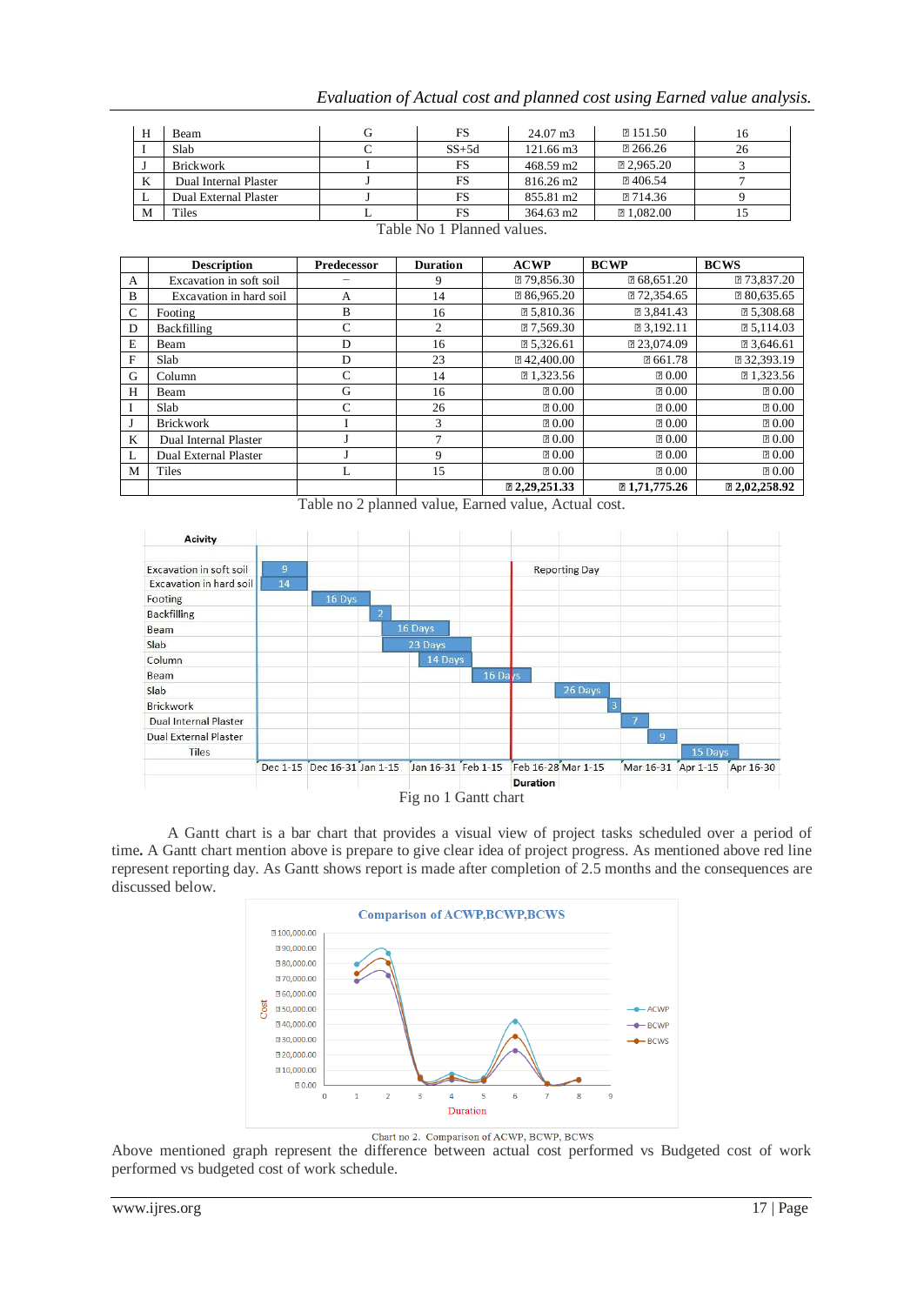| H | Beam | G | FS | 24.07 m3 | ₹ 151.50 | 16 |
|---|---|---|---|---|---|---|
| I | Slab | C | SS+5d | 121.66 m3 | ₹ 266.26 | 26 |
| J | Brickwork | I | FS | 468.59 m2 | ₹ 2,965.20 | 3 |
| K | Dual Internal Plaster | J | FS | 816.26 m2 | ₹ 406.54 | 7 |
| L | Dual External Plaster | J | FS | 855.81 m2 | ₹ 714.36 | 9 |
| M | Tiles | L | FS | 364.63 m2 | ₹ 1,082.00 | 15 |

Table No 1 Planned values.

| | Description | Predecessor | Duration | ACWP | BCWP | BCWS |
|---|---|---|---|---|---|---|
| A | Excavation in soft soil | – | 9 | ₹ 79,856.30 | ₹ 68,651.20 | ₹ 73,837.20 |
| B | Excavation in hard soil | A | 14 | ₹ 86,965.20 | ₹ 72,354.65 | ₹ 80,635.65 |
| C | Footing | B | 16 | ₹ 5,810.36 | ₹ 3,841.43 | ₹ 5,308.68 |
| D | Backfilling | C | 2 | ₹ 7,569.30 | ₹ 3,192.11 | ₹ 5,114.03 |
| E | Beam | D | 16 | ₹ 5,326.61 | ₹ 23,074.09 | ₹ 3,646.61 |
| F | Slab | D | 23 | ₹ 42,400.00 | ₹ 661.78 | ₹ 32,393.19 |
| G | Column | C | 14 | ₹ 1,323.56 | ₹ 0.00 | ₹ 1,323.56 |
| H | Beam | G | 16 | ₹ 0.00 | ₹ 0.00 | ₹ 0.00 |
| I | Slab | C | 26 | ₹ 0.00 | ₹ 0.00 | ₹ 0.00 |
| J | Brikwork | I | 3 | ₹ 0.00 | ₹ 0.00 | ₹ 0.00 |
| K | Dual Internal Plaster | J | 7 | ₹ 0.00 | ₹ 0.00 | ₹ 0.00 |
| L | Dual External Plaster | J | 9 | ₹ 0.00 | ₹ 0.00 | ₹ 0.00 |
| M | Tiles | L | 15 | ₹ 0.00 | ₹ 0.00 | ₹ 0.00 |
| | | | | **₹ 2,29,251.33** | **₹ 1,71,775.26** | **₹ 2,02,258.92** |

Table no 2 planned value, Earned value, Actual cost.

Fig no 1 Gantt chart

A Gantt chart is a bar chart that provides a visual view of project tasks scheduled over a period of time**.** A Gantt chart mention above is prepare to give clear idea of project progress. As mentioned above red line represent reporting day. As Gantt shows report is made after completion of 2.5 months and the consequences are discussed below.

Chart no 2. Comparison of ACWP, BCWP, BCWS

Above mentioned graph represent the difference between actual cost performed vs Budgeted cost of work performed vs budgeted cost of work schedule.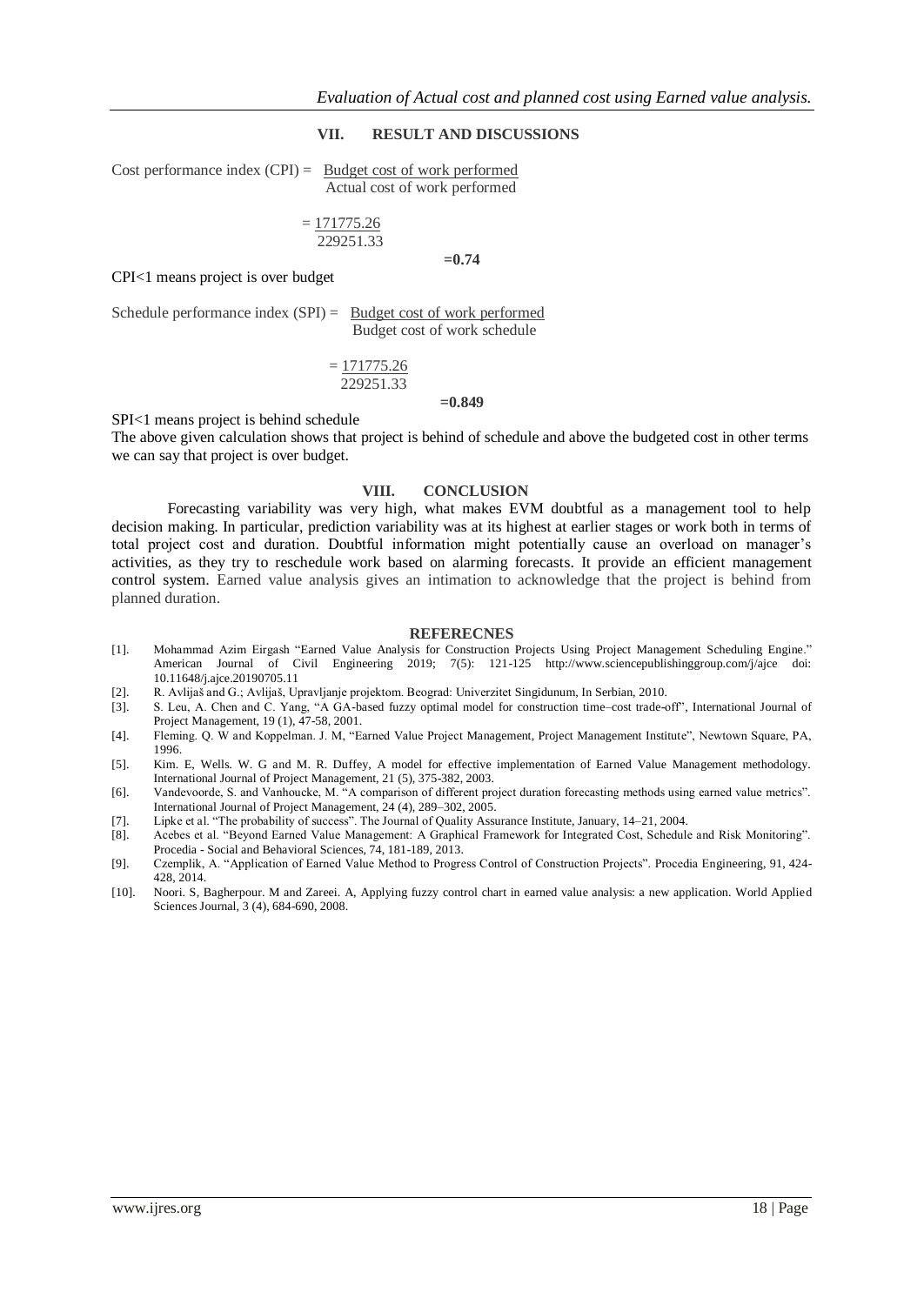## VII. RESULT AND DISCUSSIONS

$$\text{Cost performance index (CPI)} = \frac{\text{Budget cost of work performed}}{\text{Actual cost of work performed}}$$

$$= \frac{171775.26}{229251.33}$$

$$\mathbf{=0.74}$$

CPI<1 means project is over budget

$$\text{Schedule performance index (SPI)} = \frac{\text{Budget cost of work performed}}{\text{Budget cost of work schedule}}$$

$$= \frac{171775.26}{229251.33}$$

$$\mathbf{=0.849}$$

SPI<1 means project is behind schedule

The above given calculation shows that project is behind of schedule and above the budgeted cost in other terms we can say that project is over budget.

## VIII. CONCLUSION

Forecasting variability was very high, what makes EVM doubtful as a management tool to help decision making. In particular, prediction variability was at its highest at earlier stages or work both in terms of total project cost and duration. Doubtful information might potentially cause an overload on manager's activities, as they try to reschedule work based on alarming forecasts. It provide an efficient management control system. Earned value analysis gives an intimation to acknowledge that the project is behind from planned duration.

## REFERECNES

[1]. Mohammad Azim Eirgash "Earned Value Analysis for Construction Projects Using Project Management Scheduling Engine." American Journal of Civil Engineering 2019; 7(5): 121-125 http://www.sciencepublishinggroup.com/j/ajce doi: 10.11648/j.ajce.20190705.11

[2]. R. Avlijaš and G.; Avlijaš, Upravljanje projektom. Beograd: Univerzitet Singidunum, In Serbian, 2010.

[3]. S. Leu, A. Chen and C. Yang, "A GA-based fuzzy optimal model for construction time–cost trade-off", International Journal of Project Management, 19 (1), 47-58, 2001.

[4]. Fleming. Q. W and Koppelman. J. M, "Earned Value Project Management, Project Management Institute", Newtown Square, PA, 1996.

[5]. Kim. E, Wells. W. G and M. R. Duffey, A model for effective implementation of Earned Value Management methodology. International Journal of Project Management, 21 (5), 375-382, 2003.

[6]. Vandevoorde, S. and Vanhoucke, M. "A comparison of different project duration forecasting methods using earned value metrics". International Journal of Project Management, 24 (4), 289–302, 2005.

[7]. Lipke et al. "The probability of success". The Journal of Quality Assurance Institute, January, 14–21, 2004.

[8]. Acebes et al. "Beyond Earned Value Management: A Graphical Framework for Integrated Cost, Schedule and Risk Monitoring". Procedia - Social and Behavioral Sciences, 74, 181-189, 2013.

[9]. Czemplik, A. "Application of Earned Value Method to Progress Control of Construction Projects". Procedia Engineering, 91, 424-428, 2014.

[10]. Noori. S, Bagherpour. M and Zareei. A, Applying fuzzy control chart in earned value analysis: a new application. World Applied Sciences Journal, 3 (4), 684-690, 2008.